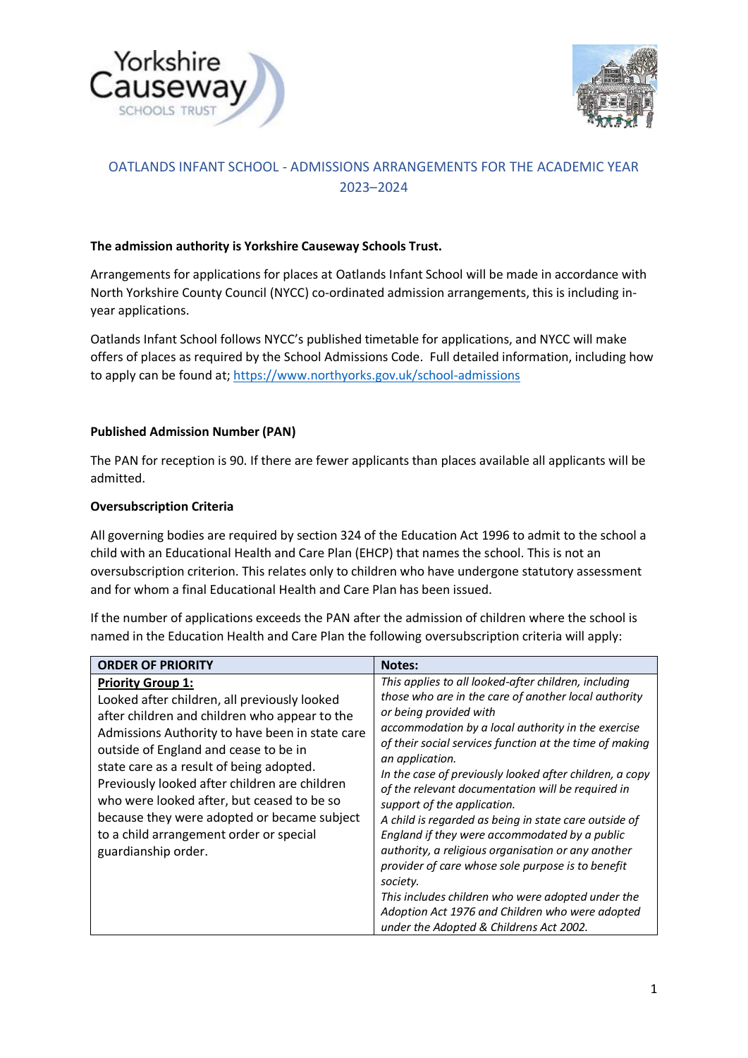# OATLANDS INFANT SCHOOL - ADMISSIONS ARRANGEMENTS FOR THE ACADEMIC YEAR 2023–2024

**The admission authority is Yorkshire Causeway Schools Trust.**

Arrangements for applications for places at Oatlands Infant School will be made in accordance with North Yorkshire County Council (NYCC) co-ordinated admission arrangements, this is including in-year applications.

Oatlands Infant School follows NYCC's published timetable for applications, and NYCC will make offers of places as required by the School Admissions Code. Full detailed information, including how to apply can be found at; https://www.northyorks.gov.uk/school-admissions

**Published Admission Number (PAN)**

The PAN for reception is 90. If there are fewer applicants than places available all applicants will be admitted.

**Oversubscription Criteria**

All governing bodies are required by section 324 of the Education Act 1996 to admit to the school a child with an Educational Health and Care Plan (EHCP) that names the school. This is not an oversubscription criterion. This relates only to children who have undergone statutory assessment and for whom a final Educational Health and Care Plan has been issued.

If the number of applications exceeds the PAN after the admission of children where the school is named in the Education Health and Care Plan the following oversubscription criteria will apply:

| ORDER OF PRIORITY | Notes: |
|---|---|
| **Priority Group 1:**<br>Looked after children, all previously looked after children and children who appear to the Admissions Authority to have been in state care outside of England and cease to be in state care as a result of being adopted. Previously looked after children are children who were looked after, but ceased to be so because they were adopted or became subject to a child arrangement order or special guardianship order. | *This applies to all looked-after children, including those who are in the care of another local authority or being provided with accommodation by a local authority in the exercise of their social services function at the time of making an application.*<br>*In the case of previously looked after children, a copy of the relevant documentation will be required in support of the application.*<br>*A child is regarded as being in state care outside of England if they were accommodated by a public authority, a religious organisation or any another provider of care whose sole purpose is to benefit society.*<br>*This includes children who were adopted under the Adoption Act 1976 and Children who were adopted under the Adopted & Childrens Act 2002.* |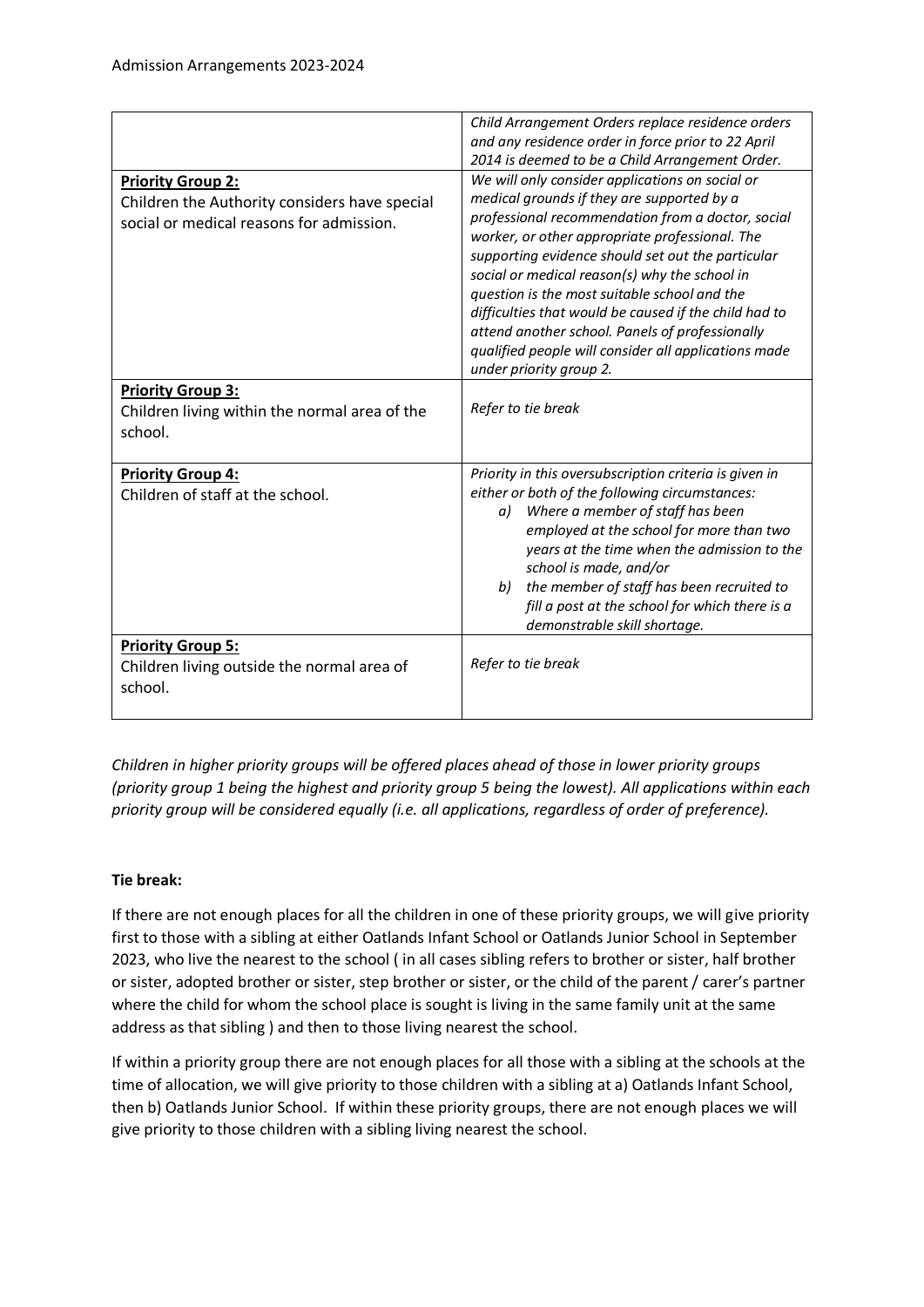| | |
|---|---|
| | *Child Arrangement Orders replace residence orders and any residence order in force prior to 22 April 2014 is deemed to be a Child Arrangement Order.* |
| **Priority Group 2:** Children the Authority considers have special social or medical reasons for admission. | *We will only consider applications on social or medical grounds if they are supported by a professional recommendation from a doctor, social worker, or other appropriate professional. The supporting evidence should set out the particular social or medical reason(s) why the school in question is the most suitable school and the difficulties that would be caused if the child had to attend another school. Panels of professionally qualified people will consider all applications made under priority group 2.* |
| **Priority Group 3:** Children living within the normal area of the school. | *Refer to tie break* |
| **Priority Group 4:** Children of staff at the school. | *Priority in this oversubscription criteria is given in either or both of the following circumstances:* *a) Where a member of staff has been employed at the school for more than two years at the time when the admission to the school is made, and/or* *b) the member of staff has been recruited to fill a post at the school for which there is a demonstrable skill shortage.* |
| **Priority Group 5:** Children living outside the normal area of school. | *Refer to tie break* |

*Children in higher priority groups will be offered places ahead of those in lower priority groups (priority group 1 being the highest and priority group 5 being the lowest). All applications within each priority group will be considered equally (i.e. all applications, regardless of order of preference).*

**Tie break:**

If there are not enough places for all the children in one of these priority groups, we will give priority first to those with a sibling at either Oatlands Infant School or Oatlands Junior School in September 2023, who live the nearest to the school ( in all cases sibling refers to brother or sister, half brother or sister, adopted brother or sister, step brother or sister, or the child of the parent / carer's partner where the child for whom the school place is sought is living in the same family unit at the same address as that sibling ) and then to those living nearest the school.

If within a priority group there are not enough places for all those with a sibling at the schools at the time of allocation, we will give priority to those children with a sibling at a) Oatlands Infant School, then b) Oatlands Junior School. If within these priority groups, there are not enough places we will give priority to those children with a sibling living nearest the school.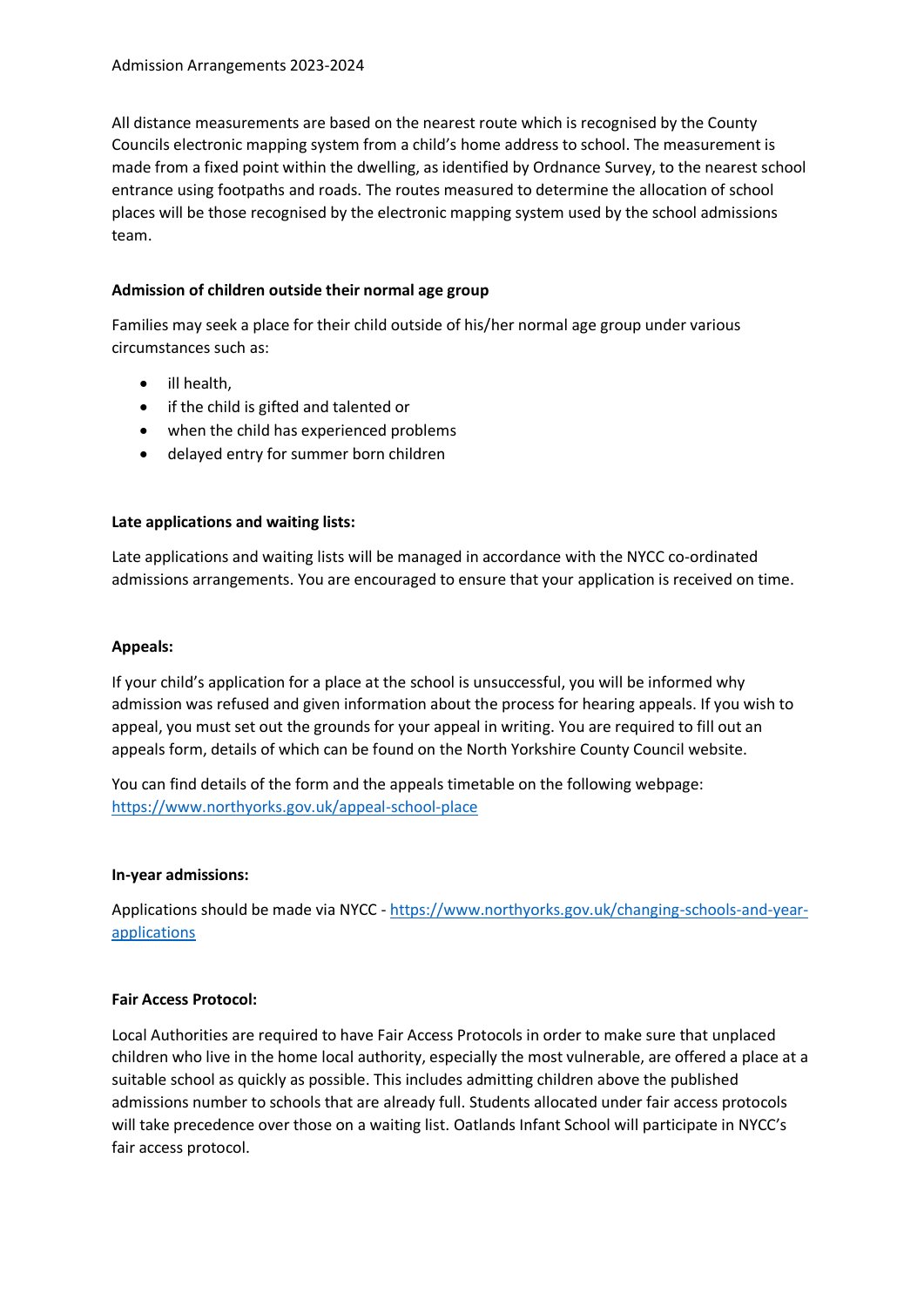All distance measurements are based on the nearest route which is recognised by the County Councils electronic mapping system from a child's home address to school. The measurement is made from a fixed point within the dwelling, as identified by Ordnance Survey, to the nearest school entrance using footpaths and roads. The routes measured to determine the allocation of school places will be those recognised by the electronic mapping system used by the school admissions team.

**Admission of children outside their normal age group**

Families may seek a place for their child outside of his/her normal age group under various circumstances such as:

- ill health,
- if the child is gifted and talented or
- when the child has experienced problems
- delayed entry for summer born children

**Late applications and waiting lists:**

Late applications and waiting lists will be managed in accordance with the NYCC co-ordinated admissions arrangements. You are encouraged to ensure that your application is received on time.

**Appeals:**

If your child's application for a place at the school is unsuccessful, you will be informed why admission was refused and given information about the process for hearing appeals. If you wish to appeal, you must set out the grounds for your appeal in writing. You are required to fill out an appeals form, details of which can be found on the North Yorkshire County Council website.

You can find details of the form and the appeals timetable on the following webpage: [https://www.northyorks.gov.uk/appeal-school-place](https://www.northyorks.gov.uk/appeal-school-place)

**In-year admissions:**

Applications should be made via NYCC - [https://www.northyorks.gov.uk/changing-schools-and-year-applications](https://www.northyorks.gov.uk/changing-schools-and-year-applications)

**Fair Access Protocol:**

Local Authorities are required to have Fair Access Protocols in order to make sure that unplaced children who live in the home local authority, especially the most vulnerable, are offered a place at a suitable school as quickly as possible. This includes admitting children above the published admissions number to schools that are already full. Students allocated under fair access protocols will take precedence over those on a waiting list. Oatlands Infant School will participate in NYCC's fair access protocol.